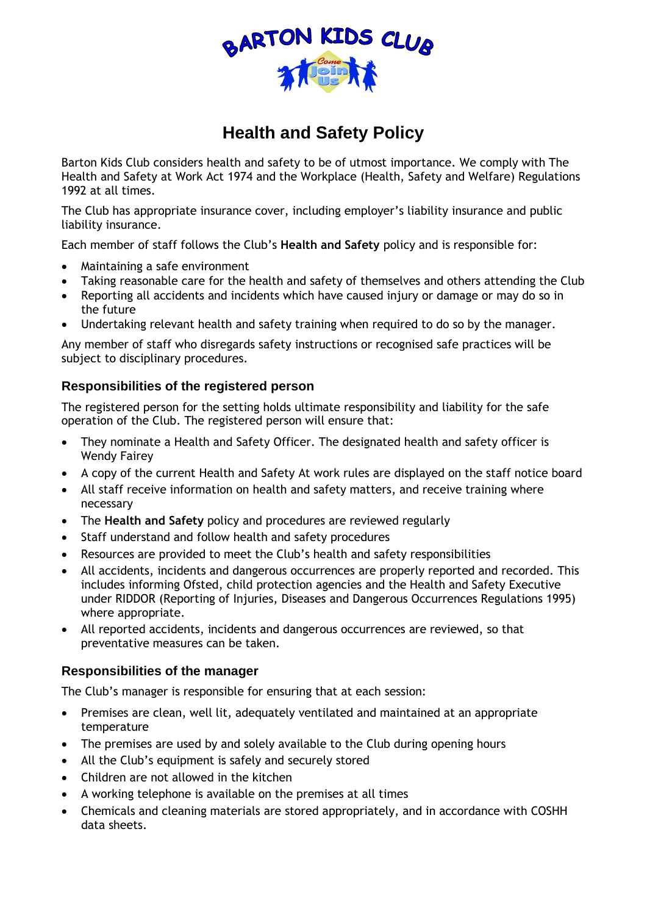# Health and Safety Policy

Barton Kids Club considers health and safety to be of utmost importance. We comply with The Health and Safety at Work Act 1974 and the Workplace (Health, Safety and Welfare) Regulations 1992 at all times.

The Club has appropriate insurance cover, including employer's liability insurance and public liability insurance.

Each member of staff follows the Club's **Health and Safety** policy and is responsible for:

- Maintaining a safe environment
- Taking reasonable care for the health and safety of themselves and others attending the Club
- Reporting all accidents and incidents which have caused injury or damage or may do so in the future
- Undertaking relevant health and safety training when required to do so by the manager.

Any member of staff who disregards safety instructions or recognised safe practices will be subject to disciplinary procedures.

## Responsibilities of the registered person

The registered person for the setting holds ultimate responsibility and liability for the safe operation of the Club. The registered person will ensure that:

- They nominate a Health and Safety Officer. The designated health and safety officer is Wendy Fairey
- A copy of the current Health and Safety At work rules are displayed on the staff notice board
- All staff receive information on health and safety matters, and receive training where necessary
- The **Health and Safety** policy and procedures are reviewed regularly
- Staff understand and follow health and safety procedures
- Resources are provided to meet the Club's health and safety responsibilities
- All accidents, incidents and dangerous occurrences are properly reported and recorded. This includes informing Ofsted, child protection agencies and the Health and Safety Executive under RIDDOR (Reporting of Injuries, Diseases and Dangerous Occurrences Regulations 1995) where appropriate.
- All reported accidents, incidents and dangerous occurrences are reviewed, so that preventative measures can be taken.

## Responsibilities of the manager

The Club's manager is responsible for ensuring that at each session:

- Premises are clean, well lit, adequately ventilated and maintained at an appropriate temperature
- The premises are used by and solely available to the Club during opening hours
- All the Club's equipment is safely and securely stored
- Children are not allowed in the kitchen
- A working telephone is available on the premises at all times
- Chemicals and cleaning materials are stored appropriately, and in accordance with COSHH data sheets.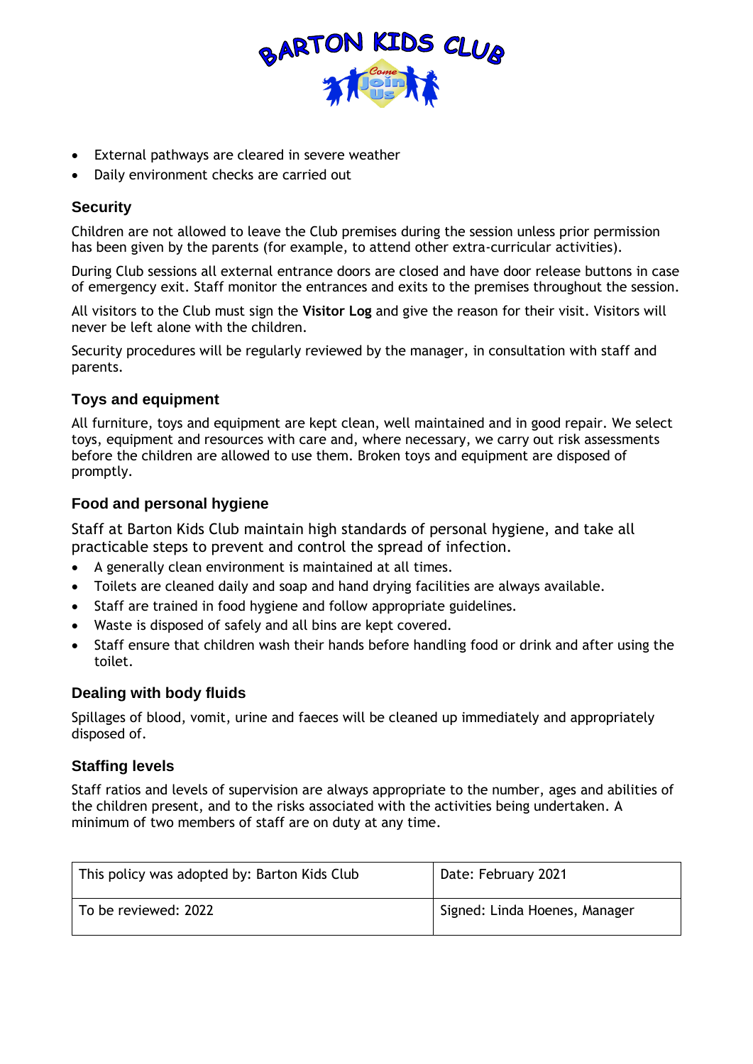- External pathways are cleared in severe weather
- Daily environment checks are carried out

### Security

Children are not allowed to leave the Club premises during the session unless prior permission has been given by the parents (for example, to attend other extra-curricular activities).

During Club sessions all external entrance doors are closed and have door release buttons in case of emergency exit. Staff monitor the entrances and exits to the premises throughout the session.

All visitors to the Club must sign the **Visitor Log** and give the reason for their visit. Visitors will never be left alone with the children.

Security procedures will be regularly reviewed by the manager, in consultation with staff and parents.

### Toys and equipment

All furniture, toys and equipment are kept clean, well maintained and in good repair. We select toys, equipment and resources with care and, where necessary, we carry out risk assessments before the children are allowed to use them. Broken toys and equipment are disposed of promptly.

### Food and personal hygiene

Staff at Barton Kids Club maintain high standards of personal hygiene, and take all practicable steps to prevent and control the spread of infection.

- A generally clean environment is maintained at all times.
- Toilets are cleaned daily and soap and hand drying facilities are always available.
- Staff are trained in food hygiene and follow appropriate guidelines.
- Waste is disposed of safely and all bins are kept covered.
- Staff ensure that children wash their hands before handling food or drink and after using the toilet.

### Dealing with body fluids

Spillages of blood, vomit, urine and faeces will be cleaned up immediately and appropriately disposed of.

### Staffing levels

Staff ratios and levels of supervision are always appropriate to the number, ages and abilities of the children present, and to the risks associated with the activities being undertaken. A minimum of two members of staff are on duty at any time.

| | |
|---|---|
| This policy was adopted by: Barton Kids Club | Date: February 2021 |
| To be reviewed: 2022 | Signed: Linda Hoenes, Manager |